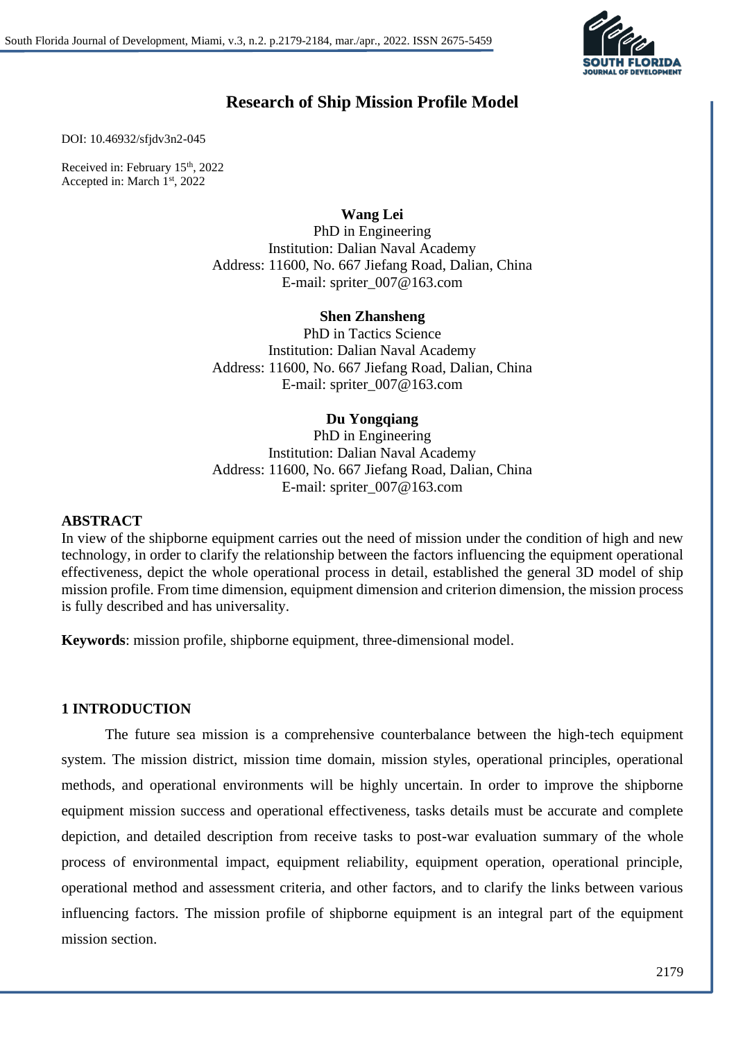# Research of Ship Mission Profile Model

DOI: 10.46932/sfjdv3n2-045

Received in: February 15th, 2022
Accepted in: March 1st, 2022

**Wang Lei**
PhD in Engineering
Institution: Dalian Naval Academy
Address: 11600, No. 667 Jiefang Road, Dalian, China
E-mail: spriter_007@163.com

**Shen Zhansheng**
PhD in Tactics Science
Institution: Dalian Naval Academy
Address: 11600, No. 667 Jiefang Road, Dalian, China
E-mail: spriter_007@163.com

**Du Yongqiang**
PhD in Engineering
Institution: Dalian Naval Academy
Address: 11600, No. 667 Jiefang Road, Dalian, China
E-mail: spriter_007@163.com

## ABSTRACT

In view of the shipborne equipment carries out the need of mission under the condition of high and new technology, in order to clarify the relationship between the factors influencing the equipment operational effectiveness, depict the whole operational process in detail, established the general 3D model of ship mission profile. From time dimension, equipment dimension and criterion dimension, the mission process is fully described and has universality.

**Keywords**: mission profile, shipborne equipment, three-dimensional model.

## 1 INTRODUCTION

The future sea mission is a comprehensive counterbalance between the high-tech equipment system. The mission district, mission time domain, mission styles, operational principles, operational methods, and operational environments will be highly uncertain. In order to improve the shipborne equipment mission success and operational effectiveness, tasks details must be accurate and complete depiction, and detailed description from receive tasks to post-war evaluation summary of the whole process of environmental impact, equipment reliability, equipment operation, operational principle, operational method and assessment criteria, and other factors, and to clarify the links between various influencing factors. The mission profile of shipborne equipment is an integral part of the equipment mission section.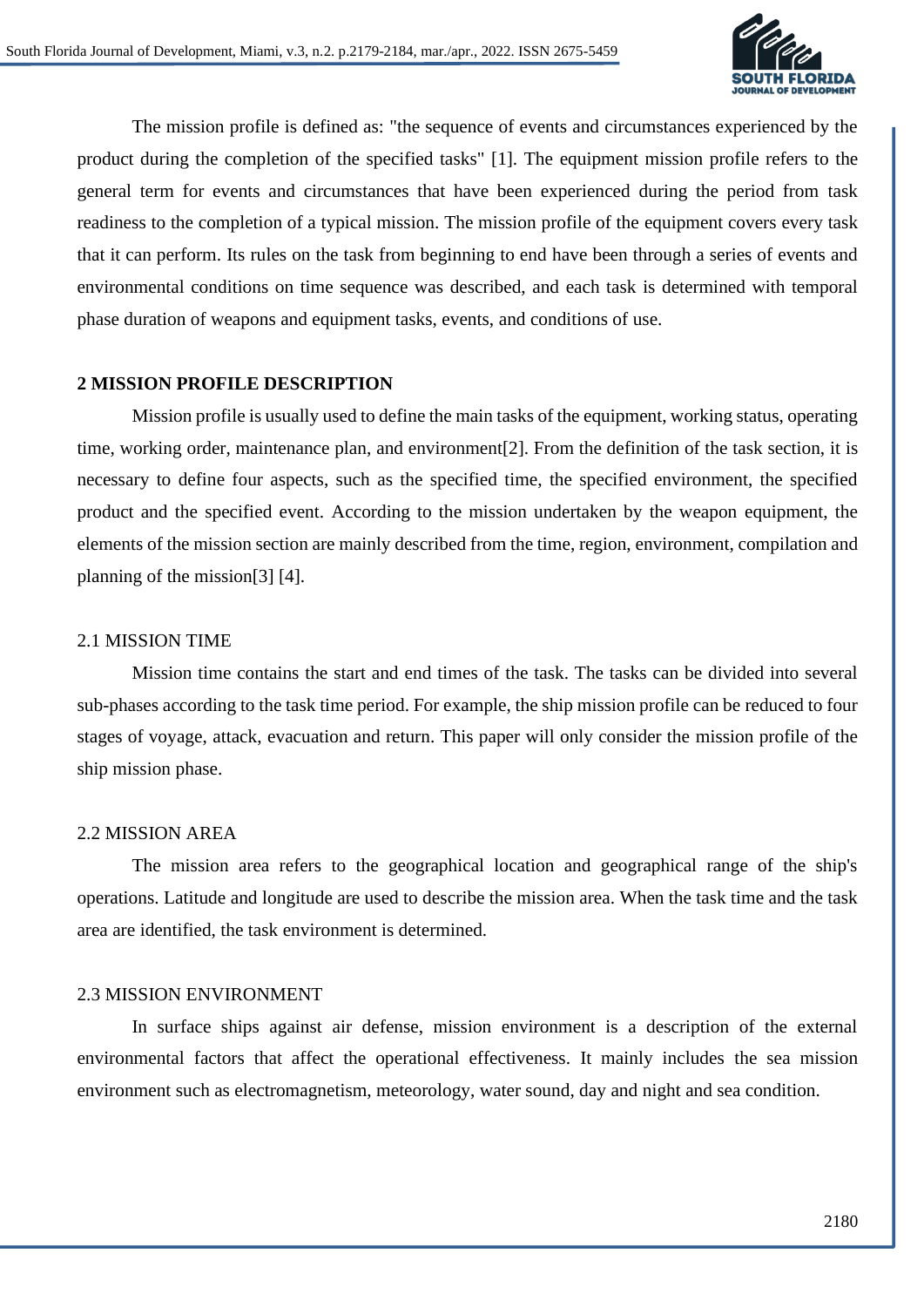The mission profile is defined as: "the sequence of events and circumstances experienced by the product during the completion of the specified tasks" [1]. The equipment mission profile refers to the general term for events and circumstances that have been experienced during the period from task readiness to the completion of a typical mission. The mission profile of the equipment covers every task that it can perform. Its rules on the task from beginning to end have been through a series of events and environmental conditions on time sequence was described, and each task is determined with temporal phase duration of weapons and equipment tasks, events, and conditions of use.

## 2 MISSION PROFILE DESCRIPTION

Mission profile is usually used to define the main tasks of the equipment, working status, operating time, working order, maintenance plan, and environment[2]. From the definition of the task section, it is necessary to define four aspects, such as the specified time, the specified environment, the specified product and the specified event. According to the mission undertaken by the weapon equipment, the elements of the mission section are mainly described from the time, region, environment, compilation and planning of the mission[3] [4].

### 2.1 MISSION TIME

Mission time contains the start and end times of the task. The tasks can be divided into several sub-phases according to the task time period. For example, the ship mission profile can be reduced to four stages of voyage, attack, evacuation and return. This paper will only consider the mission profile of the ship mission phase.

### 2.2 MISSION AREA

The mission area refers to the geographical location and geographical range of the ship's operations. Latitude and longitude are used to describe the mission area. When the task time and the task area are identified, the task environment is determined.

### 2.3 MISSION ENVIRONMENT

In surface ships against air defense, mission environment is a description of the external environmental factors that affect the operational effectiveness. It mainly includes the sea mission environment such as electromagnetism, meteorology, water sound, day and night and sea condition.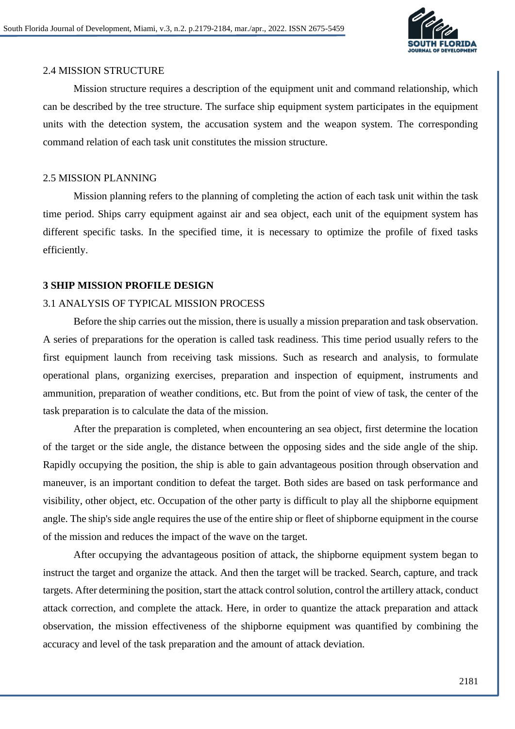### 2.4 MISSION STRUCTURE

Mission structure requires a description of the equipment unit and command relationship, which can be described by the tree structure. The surface ship equipment system participates in the equipment units with the detection system, the accusation system and the weapon system. The corresponding command relation of each task unit constitutes the mission structure.

### 2.5 MISSION PLANNING

Mission planning refers to the planning of completing the action of each task unit within the task time period. Ships carry equipment against air and sea object, each unit of the equipment system has different specific tasks. In the specified time, it is necessary to optimize the profile of fixed tasks efficiently.

## 3 SHIP MISSION PROFILE DESIGN

### 3.1 ANALYSIS OF TYPICAL MISSION PROCESS

Before the ship carries out the mission, there is usually a mission preparation and task observation. A series of preparations for the operation is called task readiness. This time period usually refers to the first equipment launch from receiving task missions. Such as research and analysis, to formulate operational plans, organizing exercises, preparation and inspection of equipment, instruments and ammunition, preparation of weather conditions, etc. But from the point of view of task, the center of the task preparation is to calculate the data of the mission.

After the preparation is completed, when encountering an sea object, first determine the location of the target or the side angle, the distance between the opposing sides and the side angle of the ship. Rapidly occupying the position, the ship is able to gain advantageous position through observation and maneuver, is an important condition to defeat the target. Both sides are based on task performance and visibility, other object, etc. Occupation of the other party is difficult to play all the shipborne equipment angle. The ship's side angle requires the use of the entire ship or fleet of shipborne equipment in the course of the mission and reduces the impact of the wave on the target.

After occupying the advantageous position of attack, the shipborne equipment system began to instruct the target and organize the attack. And then the target will be tracked. Search, capture, and track targets. After determining the position, start the attack control solution, control the artillery attack, conduct attack correction, and complete the attack. Here, in order to quantize the attack preparation and attack observation, the mission effectiveness of the shipborne equipment was quantified by combining the accuracy and level of the task preparation and the amount of attack deviation.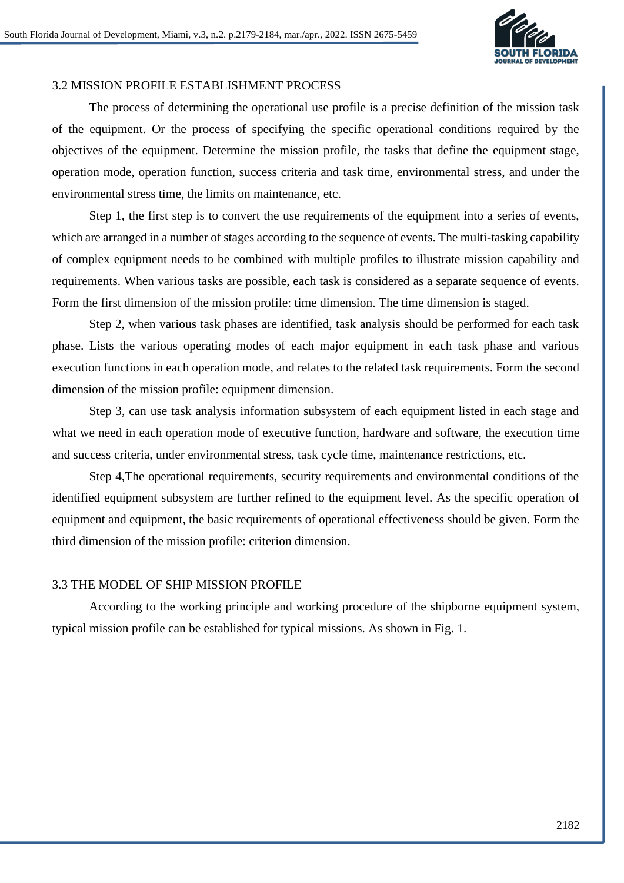## 3.2 MISSION PROFILE ESTABLISHMENT PROCESS

The process of determining the operational use profile is a precise definition of the mission task of the equipment. Or the process of specifying the specific operational conditions required by the objectives of the equipment. Determine the mission profile, the tasks that define the equipment stage, operation mode, operation function, success criteria and task time, environmental stress, and under the environmental stress time, the limits on maintenance, etc.

Step 1, the first step is to convert the use requirements of the equipment into a series of events, which are arranged in a number of stages according to the sequence of events. The multi-tasking capability of complex equipment needs to be combined with multiple profiles to illustrate mission capability and requirements. When various tasks are possible, each task is considered as a separate sequence of events. Form the first dimension of the mission profile: time dimension. The time dimension is staged.

Step 2, when various task phases are identified, task analysis should be performed for each task phase. Lists the various operating modes of each major equipment in each task phase and various execution functions in each operation mode, and relates to the related task requirements. Form the second dimension of the mission profile: equipment dimension.

Step 3, can use task analysis information subsystem of each equipment listed in each stage and what we need in each operation mode of executive function, hardware and software, the execution time and success criteria, under environmental stress, task cycle time, maintenance restrictions, etc.

Step 4,The operational requirements, security requirements and environmental conditions of the identified equipment subsystem are further refined to the equipment level. As the specific operation of equipment and equipment, the basic requirements of operational effectiveness should be given. Form the third dimension of the mission profile: criterion dimension.

## 3.3 THE MODEL OF SHIP MISSION PROFILE

According to the working principle and working procedure of the shipborne equipment system, typical mission profile can be established for typical missions. As shown in Fig. 1.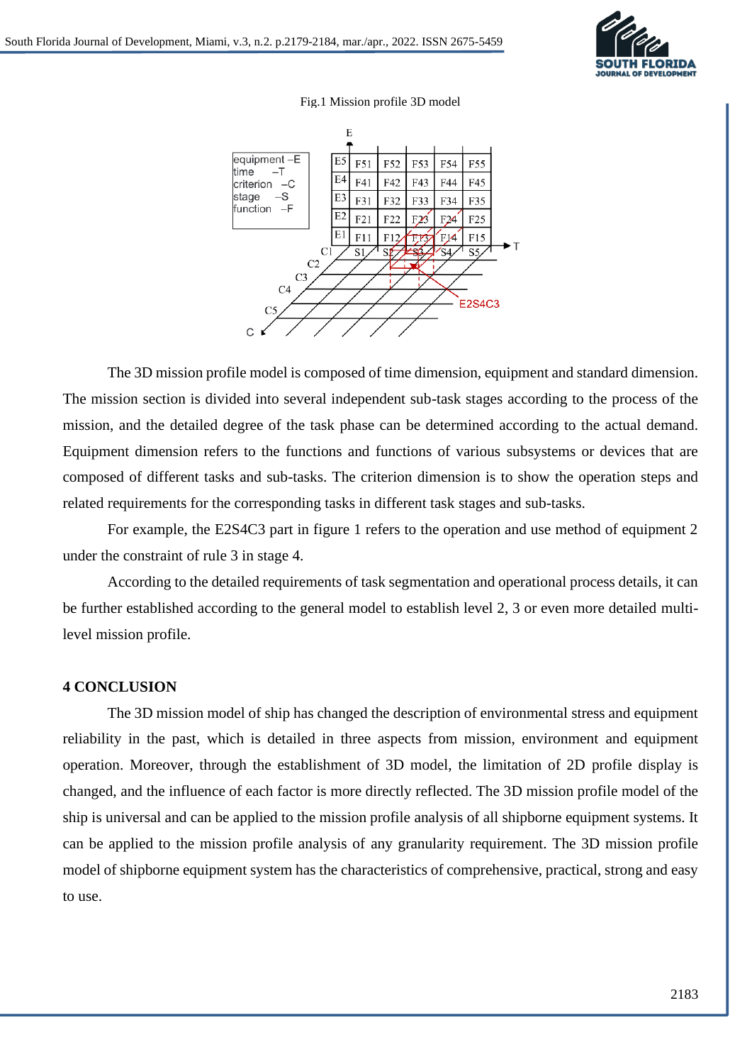Fig.1 Mission profile 3D model

The 3D mission profile model is composed of time dimension, equipment and standard dimension. The mission section is divided into several independent sub-task stages according to the process of the mission, and the detailed degree of the task phase can be determined according to the actual demand. Equipment dimension refers to the functions and functions of various subsystems or devices that are composed of different tasks and sub-tasks. The criterion dimension is to show the operation steps and related requirements for the corresponding tasks in different task stages and sub-tasks.

For example, the E2S4C3 part in figure 1 refers to the operation and use method of equipment 2 under the constraint of rule 3 in stage 4.

According to the detailed requirements of task segmentation and operational process details, it can be further established according to the general model to establish level 2, 3 or even more detailed multi-level mission profile.

## 4 CONCLUSION

The 3D mission model of ship has changed the description of environmental stress and equipment reliability in the past, which is detailed in three aspects from mission, environment and equipment operation. Moreover, through the establishment of 3D model, the limitation of 2D profile display is changed, and the influence of each factor is more directly reflected. The 3D mission profile model of the ship is universal and can be applied to the mission profile analysis of all shipborne equipment systems. It can be applied to the mission profile analysis of any granularity requirement. The 3D mission profile model of shipborne equipment system has the characteristics of comprehensive, practical, strong and easy to use.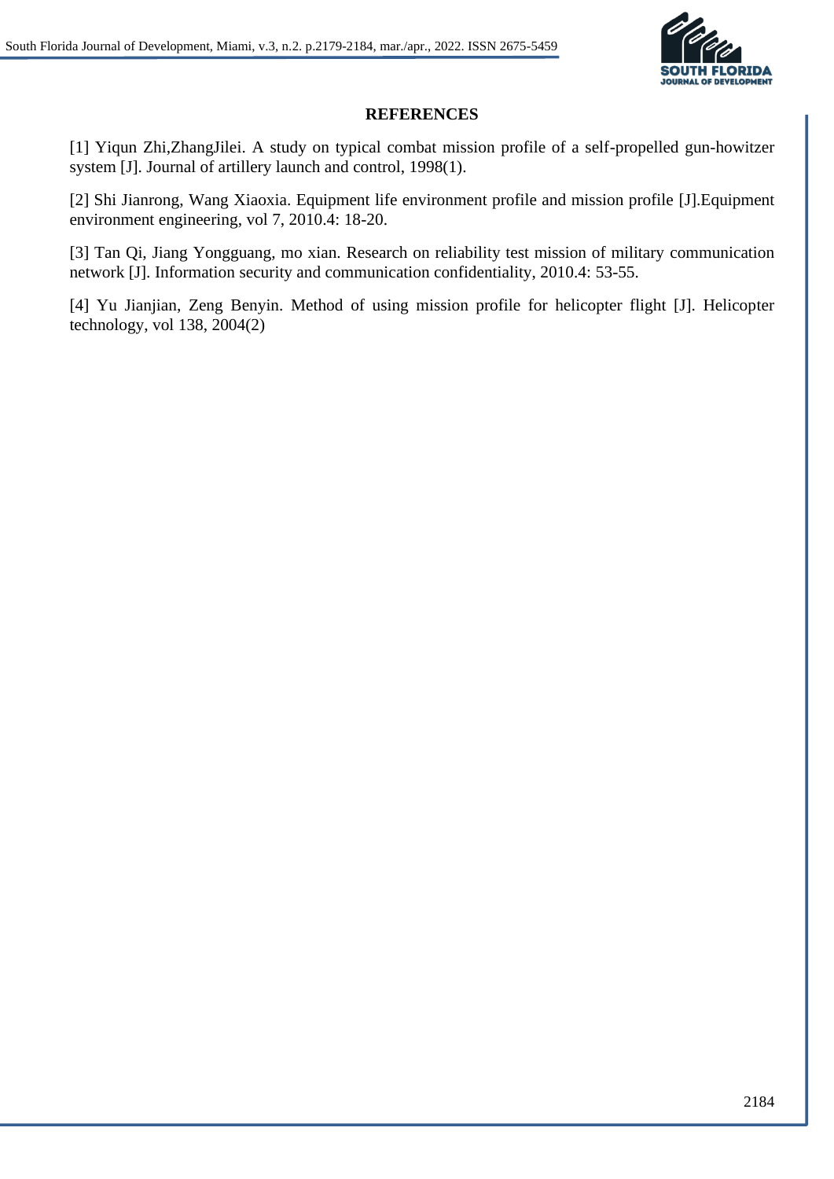## REFERENCES

[1] Yiqun Zhi,ZhangJilei. A study on typical combat mission profile of a self-propelled gun-howitzer system [J]. Journal of artillery launch and control, 1998(1).

[2] Shi Jianrong, Wang Xiaoxia. Equipment life environment profile and mission profile [J].Equipment environment engineering, vol 7, 2010.4: 18-20.

[3] Tan Qi, Jiang Yongguang, mo xian. Research on reliability test mission of military communication network [J]. Information security and communication confidentiality, 2010.4: 53-55.

[4] Yu Jianjian, Zeng Benyin. Method of using mission profile for helicopter flight [J]. Helicopter technology, vol 138, 2004(2)